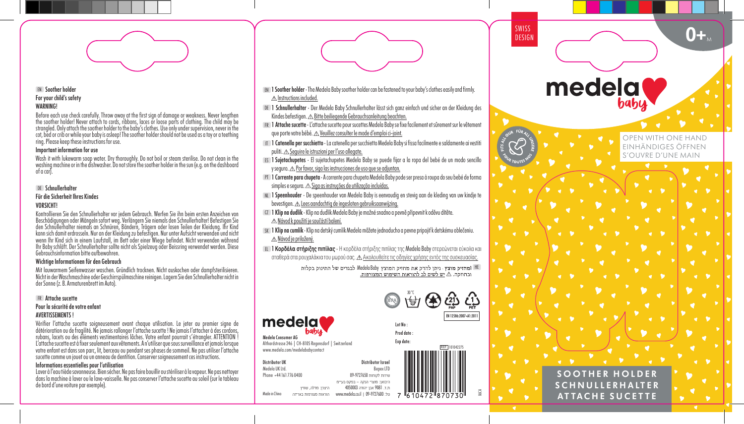EN **Soother holder**

**For your child's safety**

**WARNING!**

Before each use check carefully. Throw away at the first sign of damage or weakness. Never lengthen the soother holder! Never attach to cords, ribbons, laces or loose parts of clothing. The child may be strangled. Only attach the soother holder to the baby's clothes. Use only under supervision, never in the cot, bed or crib or while your baby is asleep! The soother holder should not be used as a toy or a teething ring. Please keep these instructions for use.

**Important information for use**

Wash it with lukewarm soap water. Dry thoroughly. Do not boil or steam sterilise. Do not clean in the washing machine or in the dishwasher. Do not store the soother holder in the sun (e.g. on the dashboard of a car).

DE **Schnullerhalter**

**Für die Sicherheit Ihres Kindes**

**VORSICHT!**

Kontrollieren Sie den Schnullerhalter vor jedem Gebrauch. Werfen Sie ihn beim ersten Anzeichen von Beschädigungen oder Mängeln sofort weg. Verlängern Sie niemals den Schnullerhalter! Befestigen Sie den Schnullerhalter niemals an Schnüren, Bändern, Trägern oder losen Teilen der Kleidung. Ihr Kind kann sich damit erdrosseln. Nur an der Kleidung zu befestigen. Nur unter Aufsicht verwenden und nicht wenn Ihr Kind sich in einem Laufstall, im Bett oder einer Wiege befindet. Nicht verwenden während Ihr Baby schläft. Der Schnullerhalter sollte nicht als Spielzeug oder Beissring verwendet werden. Diese Gebrauchsinformation bitte aufbewahren.

**Wichtige Informationen für den Gebrauch**

Mit lauwarmem Seifenwasser waschen. Gründlich trocknen. Nicht auskochen oder dampfsterilisieren. Nicht in der Waschmaschine oder Geschirrspülmaschine reinigen. Lagern Sie den Schnullerhalter nicht in der Sonne (z. B. Armaturenbrett im Auto).

FR **Attache sucette**

**Pour la sécurité de votre enfant**

**AVERTISSEMENTS !**

Vérifier l'attache sucette soigneusement avant chaque utilisation. Le jeter au premier signe de détérioration ou de fragilité. Ne jamais rallonger l'attache sucette ! Ne jamais s'attacher à des cordons, rubans, lacets ou des éléments vestimentaires lâches. Votre enfant pourrait s'étrangler. ATTENTION ! L'attache sucette est à fixer seulement aux vêtements. A n'utiliser que sous surveillance et jamais lorsque votre enfant est dans son parc, lit, berceau ou pendant ses phases de sommeil. Ne pas utiliser l'attache sucette comme un jouet ou un anneau de dentition. Conserver soigneusement ces instructions.

**Informations essentielles pour l'utilisation**

Laver à l'eau tiède savonneuse. Bien sécher. Ne pas faire bouillir ou stériliser à la vapeur. Ne pas nettoyer dans la machine à laver ou le lave-vaisselle. Ne pas conserver l'attache sucette au soleil (sur le tableau de bord d'une voiture par exemple).

EN **1 Soother holder** - The Medela Baby soother holder can be fastened to your baby's clothes easily and firmly. ⚠ Instructions included.

DE **1 Schnullerhalter** - Der Medela Baby Schnullerhalter lässt sich ganz einfach und sicher an der Kleidung des Kindes befestigen. ⚠ Bitte beiliegende Gebrauchsanleitung beachten.

FR **1 Attache sucette** - L'attache sucette pour sucettes Medela Baby se fixe facilement et sûrement sur le vêtement que porte votre bébé. ⚠ Veuillez consulter le mode d'emploi ci-joint.

IT **1 Catenella per succhietto** - La catenella per succhietto Medela Baby si fissa facilmente e saldamente ai vestiti puliti. ⚠ Seguire le istruzioni per l'uso allegate.

ES **1 Sujetachupetes** - El sujetachupetes Medela Baby se puede fijar a la ropa del bebé de un modo sencillo y seguro. ⚠ Por favor, siga las instrucciones de uso que se adjuntan.

PT **1 Corrente para chupeta** - A corrente para chupeta Medela Baby pode ser presa à roupa do seu bebé de forma simples e segura. ⚠ Siga as instruções de utilização incluídas.

NL **1 Speenhouder** - De speenhouder van Medela Baby is eenvoudig en stevig aan de kleding van uw kindje te bevestigen. ⚠ Lees aandachtig de ingesloten gebruiksaanwijzing.

CZ **1 Klip na dudlík** - Klip na dudlík Medela Baby je možné snadno a pevně připevnit k oděvu dítěte. ⚠ Návod k použití je součástí balení.

SK **1 Klip na cumlík** - Klip na detský cumlík Medela môžete jednoducho a pevne pripojiť k detskému oblečeniu. ⚠ Návod je priložený.

EL **1 Κορδέλα στήριξης πιπίλας** - Η κορδέλα στήριξης πιπίλας της Medela Baby στερεώνεται εύκολα και σταθερά στα ρουχαλάκια του μωρού σας. ⚠ Ακολουθείτε τις οδηγίες χρήσης εντός της συσκευασίας.

HE **1 מחזיק מוצץ** - ניתן להדק את מחזיק המוצץ Medela Baby לבגדים של התינוק בקלות ובחוזקה. ⚠ יש לשים לב להוראות השימוש המצורפות.

30 °C · PAP 21 · PET 1

EN 12586:2007+A1:2011

Lot No :

Prod date :

Exp date:

REF 101042275

7 610472 870730

**Medela Consumer AG**

Althardstrasse 246 | CH-8105 Regensdorf | Switzerland

www.medela.com/medelababycontact

**Distributor UK**

Medela UK Ltd.

Phone +44 161 776 0400

**Distributor Israel**

Bepex LTD

שירות לקוחות 09-9727650

היבואן: מעברי הבקה – בפקס בע"מ

ת.ד. 9081 אבן יהודה 4050003

היצרן: מדלה, שוויץ

www.medela.co.il | 09-9727600 :טל

הוראות מצורפות באריזה

Made in China

SWISS DESIGN

0+ M

medela baby

OPEN WITH ONE HAND

EINHÄNDIGES ÖFFNEN

S'OUVRE D'UNE MAIN

FITS ALL OUR · FÜR ALL UNSERE · POUR TOUTES NOS

**SOOTHER HOLDER**

**SCHNULLERHALTER**

**ATTACHE SUCETTE**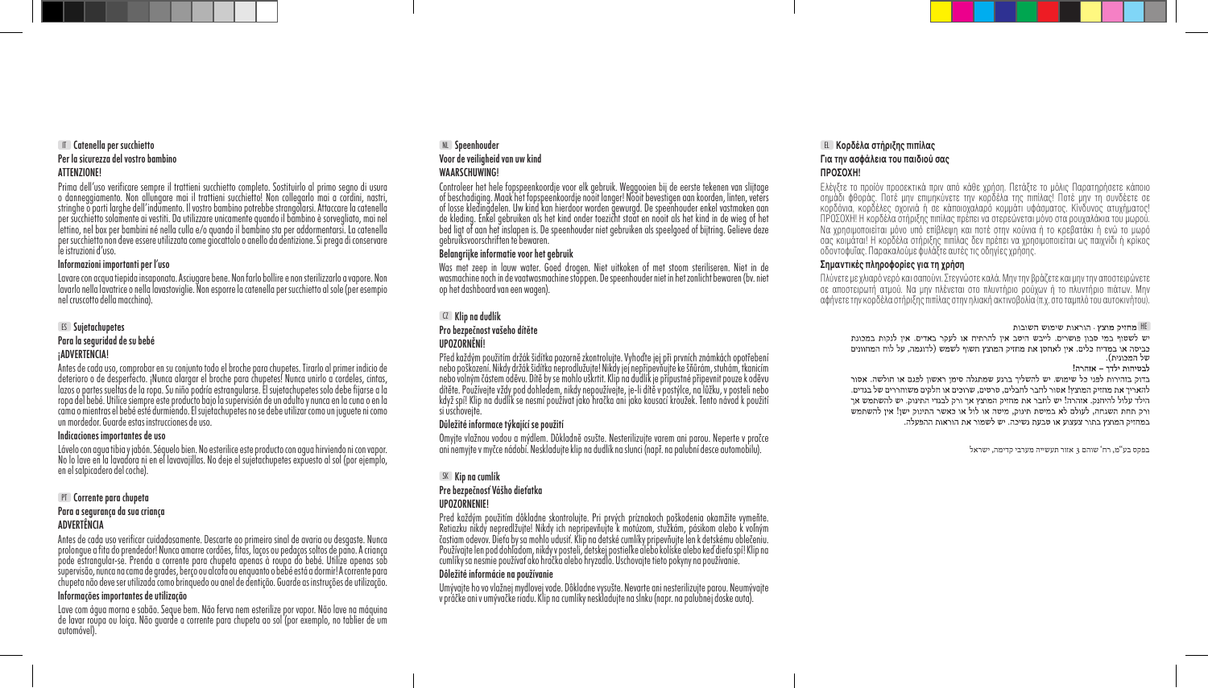IT **Catenella per succhietto**

**Per la sicurezza del vostro bambino**

**ATTENZIONE!**

Prima dell'uso verificare sempre il trattieni succhietto completo. Sostituirlo al primo segno di usura o danneggiamento. Non allungare mai il trattieni succhietto! Non collegarlo mai a cordini, nastri, stringhe o parti larghe dell'indumento. Il vostro bambino potrebbe strangolarsi. Attaccare la catenella per succhietto solamente ai vestiti. Da utilizzare unicamente quando il bambino è sorvegliato, mai nel lettino, nel box per bambini né nella culla e/o quando il bambino sta per addormentarsi. La catenella per succhietto non deve essere utilizzata come giocattolo o anello da dentizione. Si prega di conservare le istruzioni d'uso.

**Informazioni importanti per l'uso**

Lavare con acqua tiepida insaponata. Asciugare bene. Non farlo bollire e non sterilizzarlo a vapore. Non lavarlo nella lavatrice o nella lavastoviglie. Non esporre la catenella per succhietto al sole (per esempio nel cruscotto della macchina).

ES **Sujetachupetes**

**Para la seguridad de su bebé**

**¡ADVERTENCIA!**

Antes de cada uso, comprobar en su conjunto todo el broche para chupetes. Tirarlo al primer indicio de deterioro o de desperfecto. ¡Nunca alargar el broche para chupetes! Nunca unirlo a cordeles, cintas, lazos o partes sueltas de la ropa. Su niño podría estrangularse. El sujetachupetes solo debe fijarse a la ropa del bebé. Utilice siempre este producto bajo la supervisión de un adulto y nunca en la cuna o en la cama o mientras el bebé esté durmiendo. El sujetachupetes no se debe utilizar como un juguete ni como un mordedor. Guarde estas instrucciones de uso.

**Indicaciones importantes de uso**

Lávelo con agua tibia y jabón. Séquelo bien. No esterilice este producto con agua hirviendo ni con vapor. No lo lave en la lavadora ni en el lavavajillas. No deje el sujetachupetes expuesto al sol (por ejemplo, en el salpicadero del coche).

PT **Corrente para chupeta**

**Para a segurança da sua criança**

**ADVERTÊNCIA**

Antes de cada uso verificar cuidadosamente. Descarte ao primeiro sinal de avaria ou desgaste. Nunca prolongue a fita do prendedor! Nunca amarre cordões, fitas, laços ou pedaços soltos de pano. A criança pode estrangular-se. Prenda a corrente para chupeta apenas à roupa do bebé. Utilize apenas sob supervisão, nunca na cama de grades, berço ou alcofa ou enquanto o bebé está a dormir! A corrente para chupeta não deve ser utilizada como brinquedo ou anel de dentição. Guarde as instruções de utilização.

**Informações importantes de utilização**

Lave com água morna e sabão. Seque bem. Não ferva nem esterilize por vapor. Não lave na máquina de lavar roupa ou loiça. Não guarde a corrente para chupeta ao sol (por exemplo, no tablier de um automóvel).

NL **Speenhouder**

**Voor de veiligheid van uw kind**

**WAARSCHUWING!**

Controleer het hele fopspeenkoordje voor elk gebruik. Weggooien bij de eerste tekenen van slijtage of beschadiging. Maak het fopspeenkoordje nooit langer! Nooit bevestigen aan koorden, linten, veters of losse kledingdelen. Uw kind kan hierdoor worden gewurgd. De speenhouder enkel vastmaken aan de kleding. Enkel gebruiken als het kind onder toezicht staat en nooit als het kind in de wieg of het bed ligt of aan het inslapen is. De speenhouder niet gebruiken als speelgoed of bijtring. Gelieve deze gebruiksvoorschriften te bewaren.

**Belangrijke informatie voor het gebruik**

Was met zeep in lauw water. Goed drogen. Niet uitkoken of met stoom steriliseren. Niet in de wasmachine noch in de vaatwasmachine stoppen. De speenhouder niet in het zonlicht bewaren (bv. niet op het dashboard van een wagen).

CZ **Klip na dudlík**

**Pro bezpečnost vašeho dítěte**

**UPOZORNĚNÍ!**

Před každým použitím držák šidítka pozorně zkontrolujte. Vyhoďte jej při prvních známkách opotřebení nebo poškození. Nikdy držák šidítka neprodlužujte! Nikdy jej nepřipevňujte ke šňůrám, stuhám, tkanicím nebo volným částem oděvu. Dítě by se mohlo uškrtit. Klip na dudlík je přípustné připevnit pouze k oděvu dítěte. Používejte vždy pod dohledem, nikdy nepoužívejte, je-li dítě v postýlce, na lůžku, v posteli nebo když spí! Klip na dudlík se nesmí používat jako hračka ani jako kousací kroužek. Tento návod k použití si uschovejte.

**Důležité informace týkající se použití**

Omyjte vlažnou vodou a mýdlem. Důkladně osušte. Nesterilizujte varem ani parou. Neperte v pračce ani nemyjte v myčce nádobí. Neskladujte klip na dudlík na slunci (např. na palubní desce automobilu).

SK **Kip na cumlík**

**Pre bezpečnosť Vášho dieťatka**

**UPOZORNENIE!**

Pred každým použitím dôkladne skontrolujte. Pri prvých príznakoch poškodenia okamžite vymeňte. Retiazku nikdy nepredlžujte! Nikdy ich nepripevňujte k motúzom, stužkám, pásikom alebo k voľným častiam odevu. Dieťa by sa mohlo udusiť. Klip na cumlíky pripevňujte len k detskému oblečeniu. Používajte len pod dohľadom, nikdy v posteli, detskej postieľke alebo kolíske alebo keď dieťa spí! Klip na cumlíky sa nesmie používať ako hračka alebo hryzadlo. Uschovajte tieto pokyny na používanie.

**Dôležité informácie na používanie**

Umývajte ho vo vlažnej mydlovej vode. Dôkladne vysušte. Nevarte ani nesterilizujte parou. Neumývajte v práčke ani v umývačke riadu. Klip na cumlíky neskladujte na slnku (napr. na palubnej doske auta).

EL **Κορδέλα στήριξης πιπίλας**

**Για την ασφάλεια του παιδιού σας**

**ΠΡΟΣΟΧΗ!**

Ελέγξτε το προϊόν προσεκτικά πριν από κάθε χρήση. Πετάξτε το μόλις παρατηρήσετε κάποιο σημάδι φθοράς. Ποτέ μην επιμηκύνετε την κορδέλα της πιπίλας! Ποτέ μην τη συνδέετε σε κορδόνια, κορδέλες σχοινιά ή σε κάποιο χαλαρό κομμάτι υφάσματος. Κίνδυνος ασφυξίας! ΠΡΟΣΟΧΗ! Η κορδέλα στήριξης πιπίλας πρέπει να στερεώνεται μόνο στα ρουχαλάκια του μωρού. Να χρησιμοποιείται μόνο υπό επίβλεψη και ποτέ στην κούνια ή το κρεβατάκι ή ενώ το μωρό σας κοιμάται! Η κορδέλα στήριξης πιπίλας δεν πρέπει να χρησιμοποιείται ως παιχνίδι ή κρίκος οδοντοφυΐας. Παρακαλούμε φυλάξτε αυτές τις οδηγίες χρήσης.

**Σημαντικές πληροφορίες για τη χρήση**

Πλύνετε με χλιαρό νερό και σαπούνι. Στεγνώστε καλά. Μην την βράζετε και μην την αποστειρώνετε σε αποστειρωτή ατμού. Να μην πλένεται στο πλυντήριο ρούχων ή το πλυντήριο πιάτων. Μην αφήνετε την κορδέλα στήριξης πιπίλας στην ηλιακή ακτινοβολία (π.χ. στο ταμπλό του αυτοκινήτου).

HE מחזיק מוצץ - הוראות שימוש חשובות

יש לשטוף במי סבון פושרים. לייבש היטב. אין להרתיח או לעקר באדים. אין לנקות במכונת כביסה או במדיח כלים. אין לאחסן את מחזיק המוצץ חשוף לשמש (לדוגמה, על לוח המחוונים של המכונית).

**לבטיחות ילדך – אזהרה!**

בדוק בזהירות לפני כל שימוש. יש להשליך ברגע שמתגלה סימן ראשון לפגם או חולשה. אסור להאריך את מחזיק המוצץ! אסור לחבר לחבלים, סרטים, שרוכים או חלקים משוחררים של בגדים. הילד עלול להיחנק. אזהרה! יש לחבר את מחזיק המוצץ אך ורק לבגדי התינוק. יש להשתמש אך ורק תחת השגחה, לעולם לא במיטת תינוק, מיטה או לול או כאשר התינוק ישן! אין להשתמש במחזיק המוצץ בתור צעצוע או טבעת נשיכה. יש לשמור את הוראות ההפעלה.

בפקס בע"מ, רח' שוהם 3 אזור תעשייה מערבי קדימה, ישראל